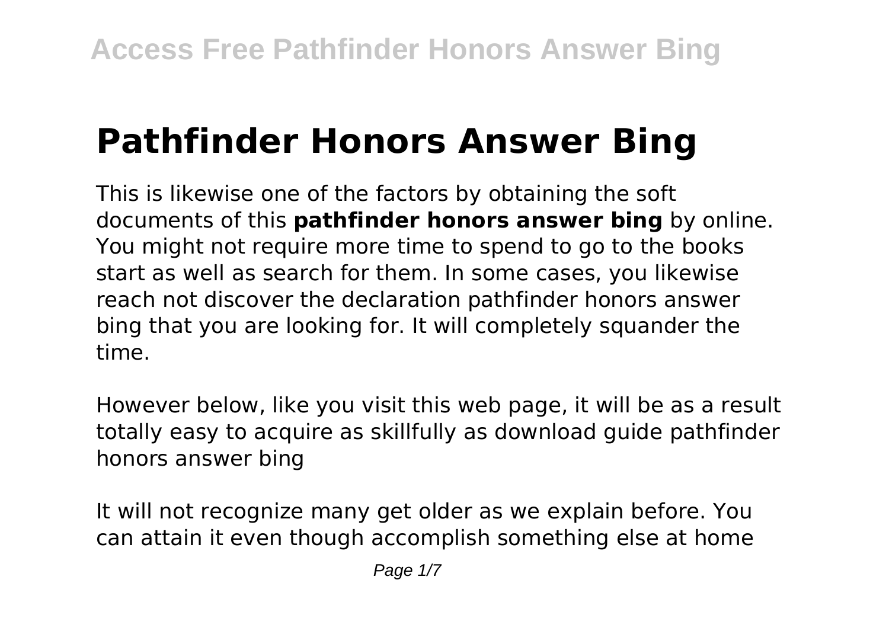# Pathfinder Honors Answer Bing

This is likewise one of the factors by obtaining the soft documents of this **pathfinder honors answer bing** by online. You might not require more time to spend to go to the books start as well as search for them. In some cases, you likewise reach not discover the declaration pathfinder honors answer bing that you are looking for. It will completely squander the time.

However below, like you visit this web page, it will be as a result totally easy to acquire as skillfully as download guide pathfinder honors answer bing

It will not recognize many get older as we explain before. You can attain it even though accomplish something else at home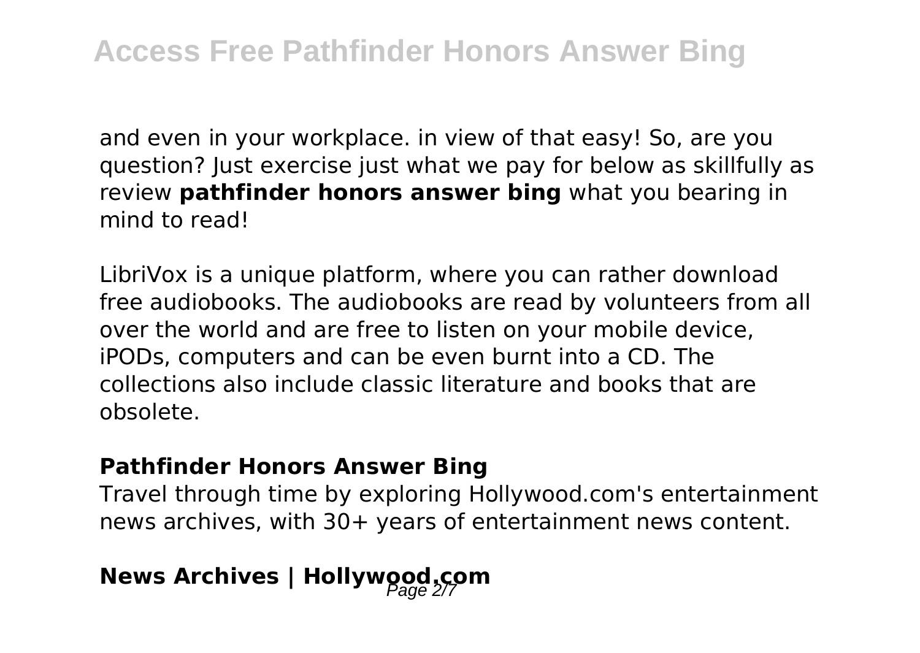and even in your workplace. in view of that easy! So, are you question? Just exercise just what we pay for below as skillfully as review **pathfinder honors answer bing** what you bearing in mind to read!

LibriVox is a unique platform, where you can rather download free audiobooks. The audiobooks are read by volunteers from all over the world and are free to listen on your mobile device, iPODs, computers and can be even burnt into a CD. The collections also include classic literature and books that are obsolete.

### Pathfinder Honors Answer Bing

Travel through time by exploring Hollywood.com's entertainment news archives, with 30+ years of entertainment news content.

## News Archives | Hollywood.com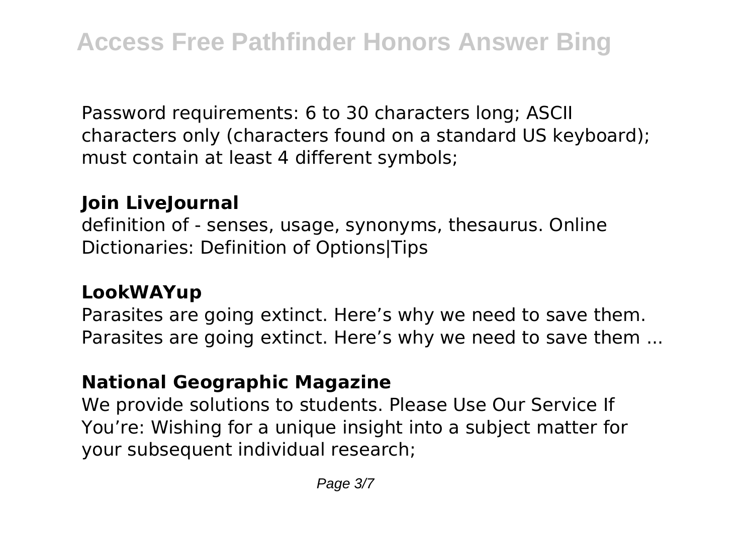Password requirements: 6 to 30 characters long; ASCII characters only (characters found on a standard US keyboard); must contain at least 4 different symbols;

**Join LiveJournal**

definition of - senses, usage, synonyms, thesaurus. Online Dictionaries: Definition of Options|Tips

**LookWAYup**

Parasites are going extinct. Here's why we need to save them. Parasites are going extinct. Here's why we need to save them ...

**National Geographic Magazine**

We provide solutions to students. Please Use Our Service If You're: Wishing for a unique insight into a subject matter for your subsequent individual research;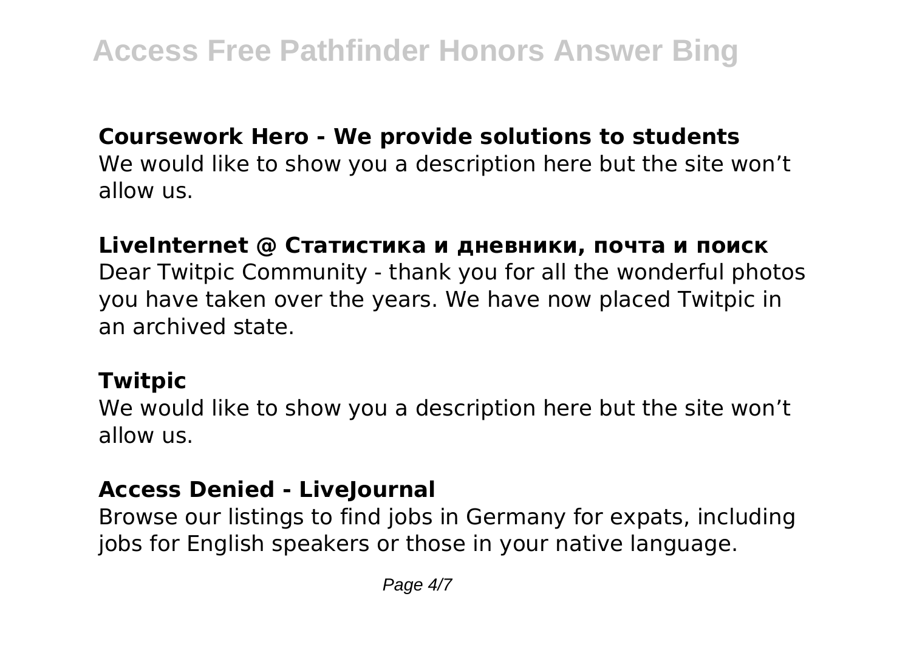**Coursework Hero - We provide solutions to students**

We would like to show you a description here but the site won't allow us.

**LiveInternet @ Статистика и дневники, почта и поиск**

Dear Twitpic Community - thank you for all the wonderful photos you have taken over the years. We have now placed Twitpic in an archived state.

**Twitpic**

We would like to show you a description here but the site won't allow us.

**Access Denied - LiveJournal**

Browse our listings to find jobs in Germany for expats, including jobs for English speakers or those in your native language.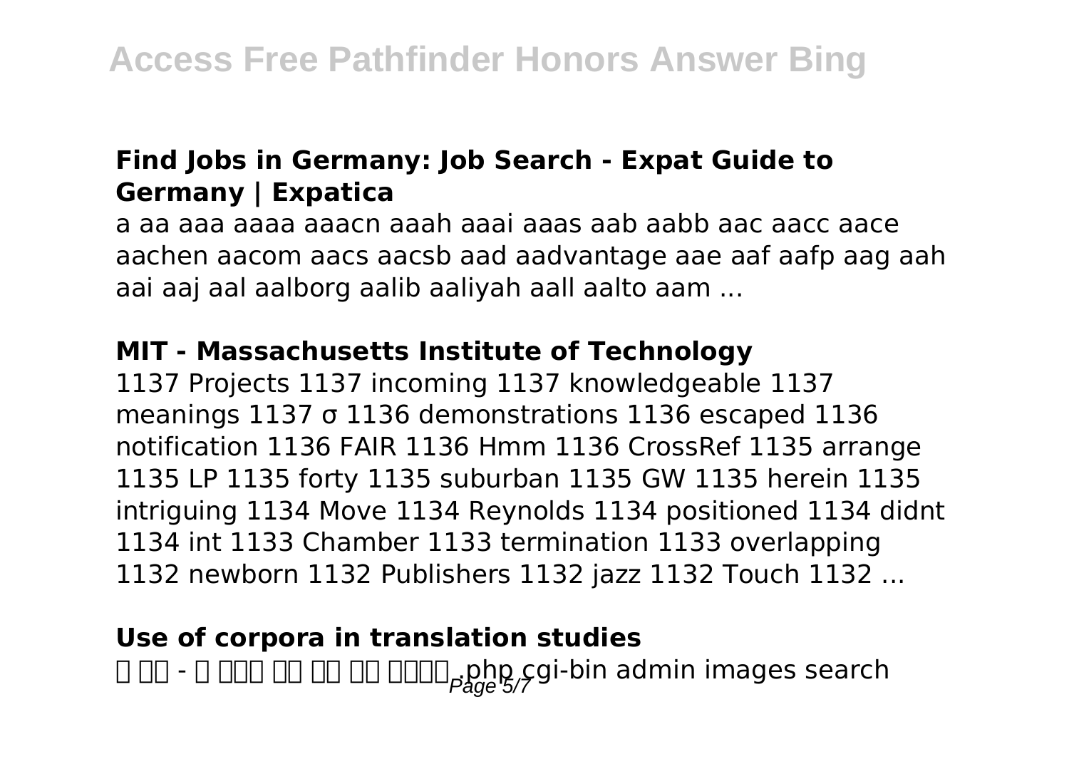### Find Jobs in Germany: Job Search - Expat Guide to Germany | Expatica

a aa aaa aaaa aaacn aaah aaai aaas aab aabb aac aacc aace aachen aacom aacs aacsb aad aadvantage aae aaf aafp aag aah aai aaj aal aalborg aalib aaliyah aall aalto aam ...

### MIT - Massachusetts Institute of Technology

1137 Projects 1137 incoming 1137 knowledgeable 1137 meanings 1137 σ 1136 demonstrations 1136 escaped 1136 notification 1136 FAIR 1136 Hmm 1136 CrossRef 1135 arrange 1135 LP 1135 forty 1135 suburban 1135 GW 1135 herein 1135 intriguing 1134 Move 1134 Reynolds 1134 positioned 1134 didnt 1134 int 1133 Chamber 1133 termination 1133 overlapping 1132 newborn 1132 Publishers 1132 jazz 1132 Touch 1132 ...

### Use of corpora in translation studies

� �� - � ��� �� �� �� ���� .php cgi-bin admin images search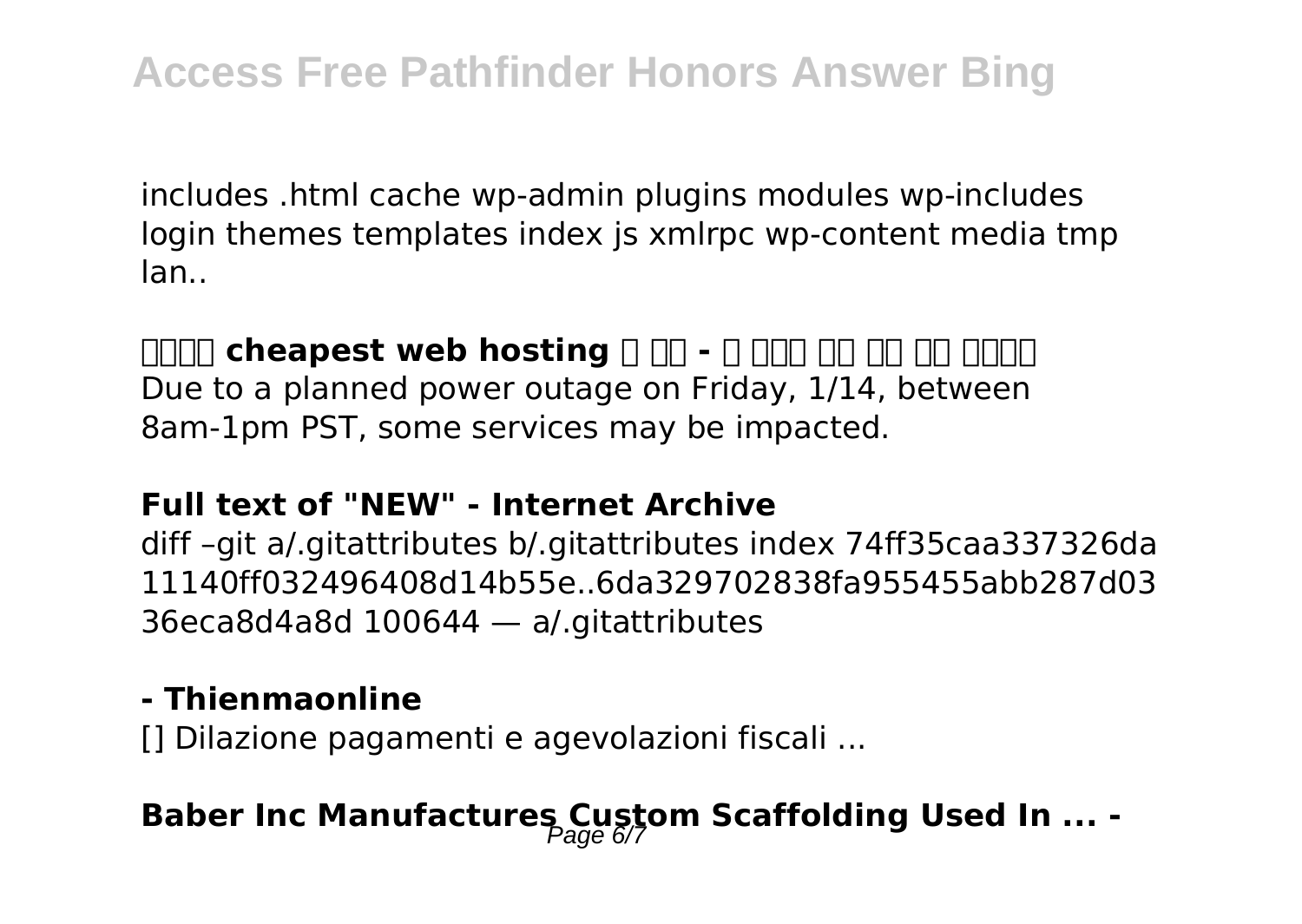includes .html cache wp-admin plugins modules wp-includes login themes templates index js xmlrpc wp-content media tmp lan..

**□□□□ cheapest web hosting □ □□ - □ □□□ □□ □□ □□ □□□□**

Due to a planned power outage on Friday, 1/14, between 8am-1pm PST, some services may be impacted.

**Full text of "NEW" - Internet Archive**

diff –git a/.gitattributes b/.gitattributes index 74ff35caa337326da11140ff032496408d14b55e..6da329702838fa955455abb287d0336eca8d4a8d 100644 — a/.gitattributes

**- Thienmaonline**

[] Dilazione pagamenti e agevolazioni fiscali ...

**Baber Inc Manufactures Custom Scaffolding Used In ... -**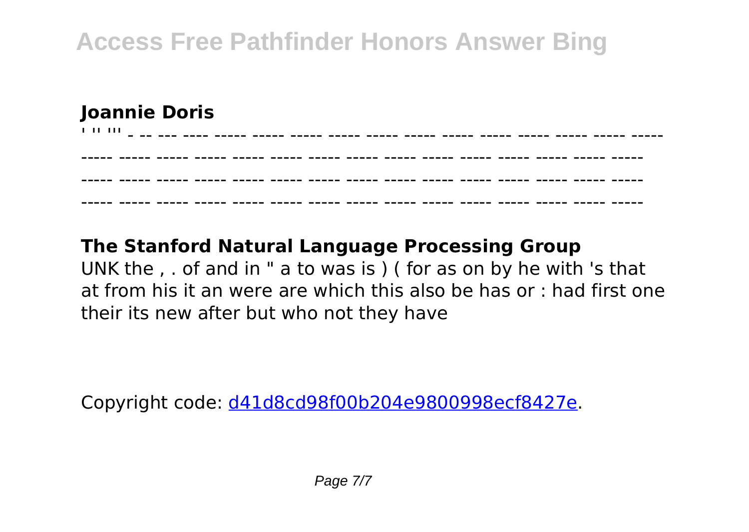### Joannie Doris

' '' ''' - -- --- ---- ----- ----- ----- ----- ----- ----- ----- ----- ----- ----- ----- ----- ----- ----- ----- ----- ----- ----- ----- ----- ----- ----- ----- ----- ----- ----- ----- ----- ----- ----- ----- ----- ----- ----- ----- ----- ----- ----- ----- ----- ----- ----- ----- ----- ----- ----- ----- ----- ----- ----- ----- ----- ----- ----- ----- ----- -----

### The Stanford Natural Language Processing Group

UNK the , . of and in " a to was is ) ( for as on by he with 's that at from his it an were are which this also be has or : had first one their its new after but who not they have

Copyright code: d41d8cd98f00b204e9800998ecf8427e.